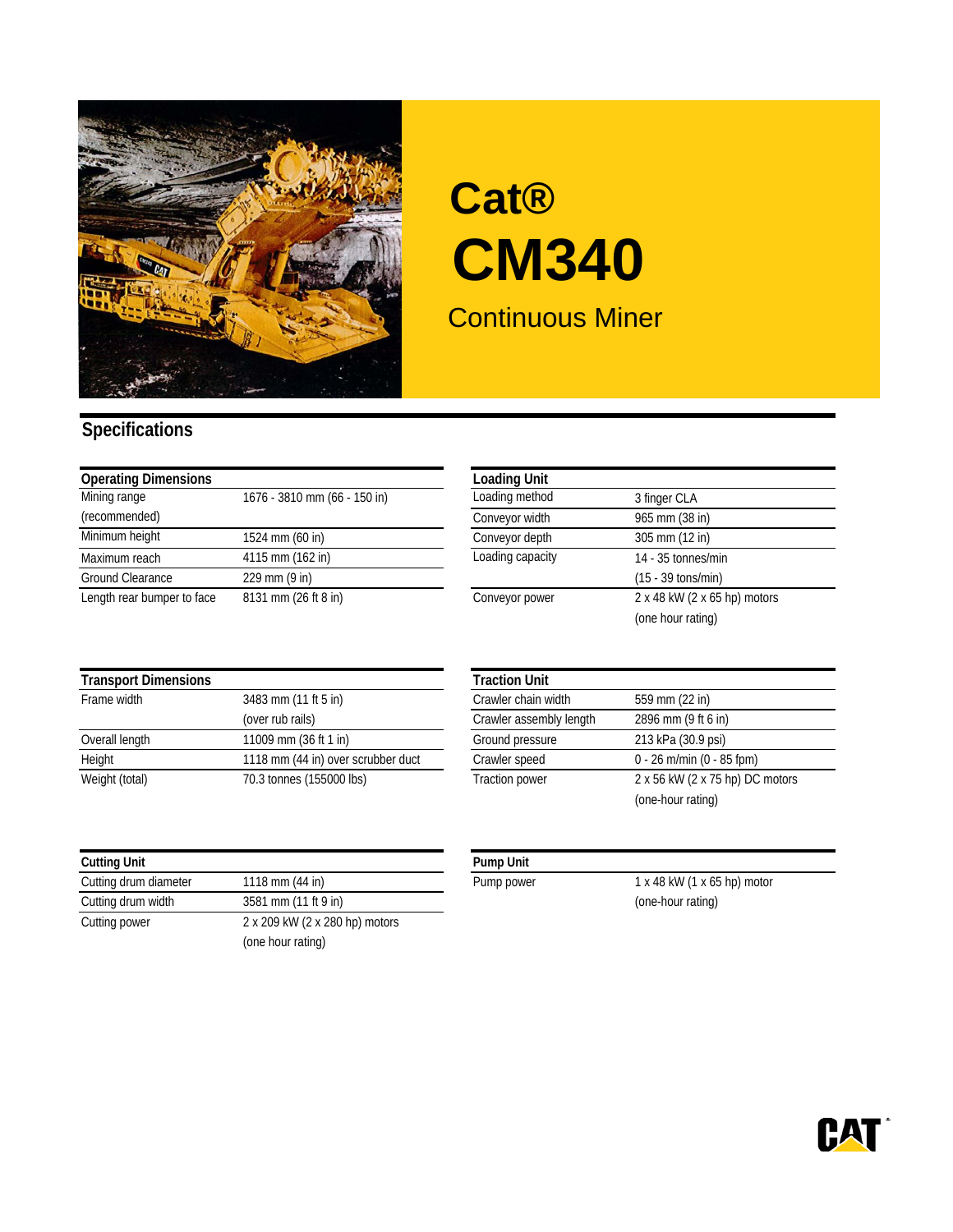# Cat®

# CM340

## Continuous Miner

## Specifications

| Operating Dimensions | |
|---|---|
| Mining range (recommended) | 1676 - 3810 mm (66 - 150 in) |
| Minimum height | 1524 mm (60 in) |
| Maximum reach | 4115 mm (162 in) |
| Ground Clearance | 229 mm (9 in) |
| Length rear bumper to face | 8131 mm (26 ft 8 in) |

| Loading Unit | |
|---|---|
| Loading method | 3 finger CLA |
| Conveyor width | 965 mm (38 in) |
| Conveyor depth | 305 mm (12 in) |
| Loading capacity | 14 - 35 tonnes/min (15 - 39 tons/min) |
| Conveyor power | 2 x 48 kW (2 x 65 hp) motors (one hour rating) |

| Transport Dimensions | |
|---|---|
| Frame width | 3483 mm (11 ft 5 in) (over rub rails) |
| Overall length | 11009 mm (36 ft 1 in) |
| Height | 1118 mm (44 in) over scrubber duct |
| Weight (total) | 70.3 tonnes (155000 lbs) |

| Traction Unit | |
|---|---|
| Crawler chain width | 559 mm (22 in) |
| Crawler assembly length | 2896 mm (9 ft 6 in) |
| Ground pressure | 213 kPa (30.9 psi) |
| Crawler speed | 0 - 26 m/min (0 - 85 fpm) |
| Traction power | 2 x 56 kW (2 x 75 hp) DC motors (one-hour rating) |

| Cutting Unit | |
|---|---|
| Cutting drum diameter | 1118 mm (44 in) |
| Cutting drum width | 3581 mm (11 ft 9 in) |
| Cutting power | 2 x 209 kW (2 x 280 hp) motors (one hour rating) |

| Pump Unit | |
|---|---|
| Pump power | 1 x 48 kW (1 x 65 hp) motor (one-hour rating) |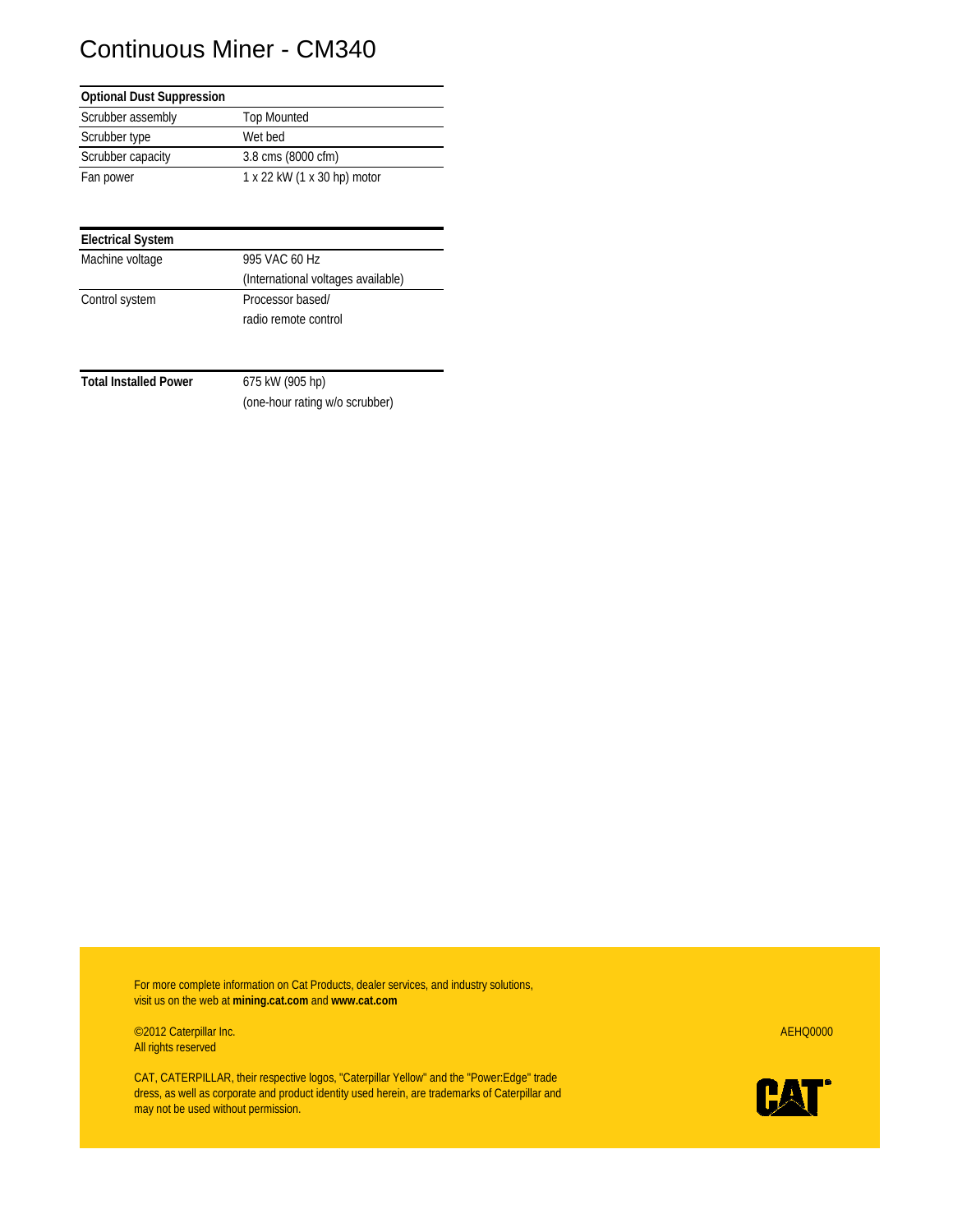# Continuous Miner - CM340

| Optional Dust Suppression | |
|---|---|
| Scrubber assembly | Top Mounted |
| Scrubber type | Wet bed |
| Scrubber capacity | 3.8 cms (8000 cfm) |
| Fan power | 1 x 22 kW (1 x 30 hp) motor |

| Electrical System | |
|---|---|
| Machine voltage | 995 VAC 60 Hz (International voltages available) |
| Control system | Processor based/ radio remote control |

| Total Installed Power | 675 kW (905 hp) (one-hour rating w/o scrubber) |
|---|---|

For more complete information on Cat Products, dealer services, and industry solutions, visit us on the web at **mining.cat.com** and **www.cat.com**

©2012 Caterpillar Inc.
All rights reserved

AEHQ0000

CAT, CATERPILLAR, their respective logos, "Caterpillar Yellow" and the "Power:Edge" trade dress, as well as corporate and product identity used herein, are trademarks of Caterpillar and may not be used without permission.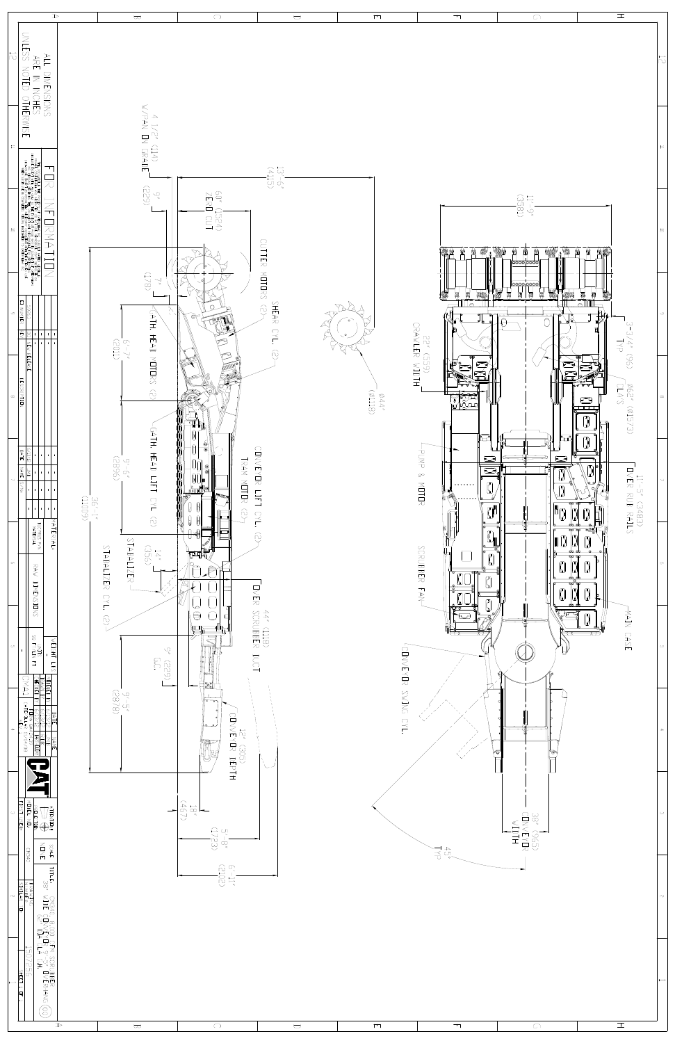ALL DIMENSIONS ARE IN INCHES UNLESS NOTED OTHERWISE

FOR INFORMATION

4 1/2" (114) W/PAN ON GRADE

13'-6" (4115)

9" (229)

60" (1524) ZERO CUT

CUTTER MOTORS (2)

7" (178)

SHEAR CYL. (2)

6'-7" (2011)

GATH. HEAD MOTORS (2)

9'-6" (2896)

GATH. HEAD LIFT CYL. (2)

CONVEYOR LIFT CYL. (2)

TRAM MOTORS (2)

36'-1" (11009)

14" (356)

STABILIZER

STABILIZER CYL. (2)

LOWER SCRUBBER DUCT

44" (1118)

9" (229) G.C.

9'-5" (2878)

12" (305) CONVEYOR DEPTH

18" (467)

5'-8" (1723)

6'-11" (2102)

Ø44" (Ø1118)

11'-9" (3581)

3-3/4" (96) TYP

Ø62" (Ø1573) CLAWS

22" (559) CRAWLER WIDTH

PUMP & MOTOR

11'-5" (3483) OVER RUB RAILS

SCRUBBER FAN

MAIN CASE

CONVEYOR SWING CYL.

38" (965) CONVEYOR WIDTH

45° TYP

TITLE: 38" WIDE CONVEYOR CM845 HUMP FAN SCRUBBER

CAT